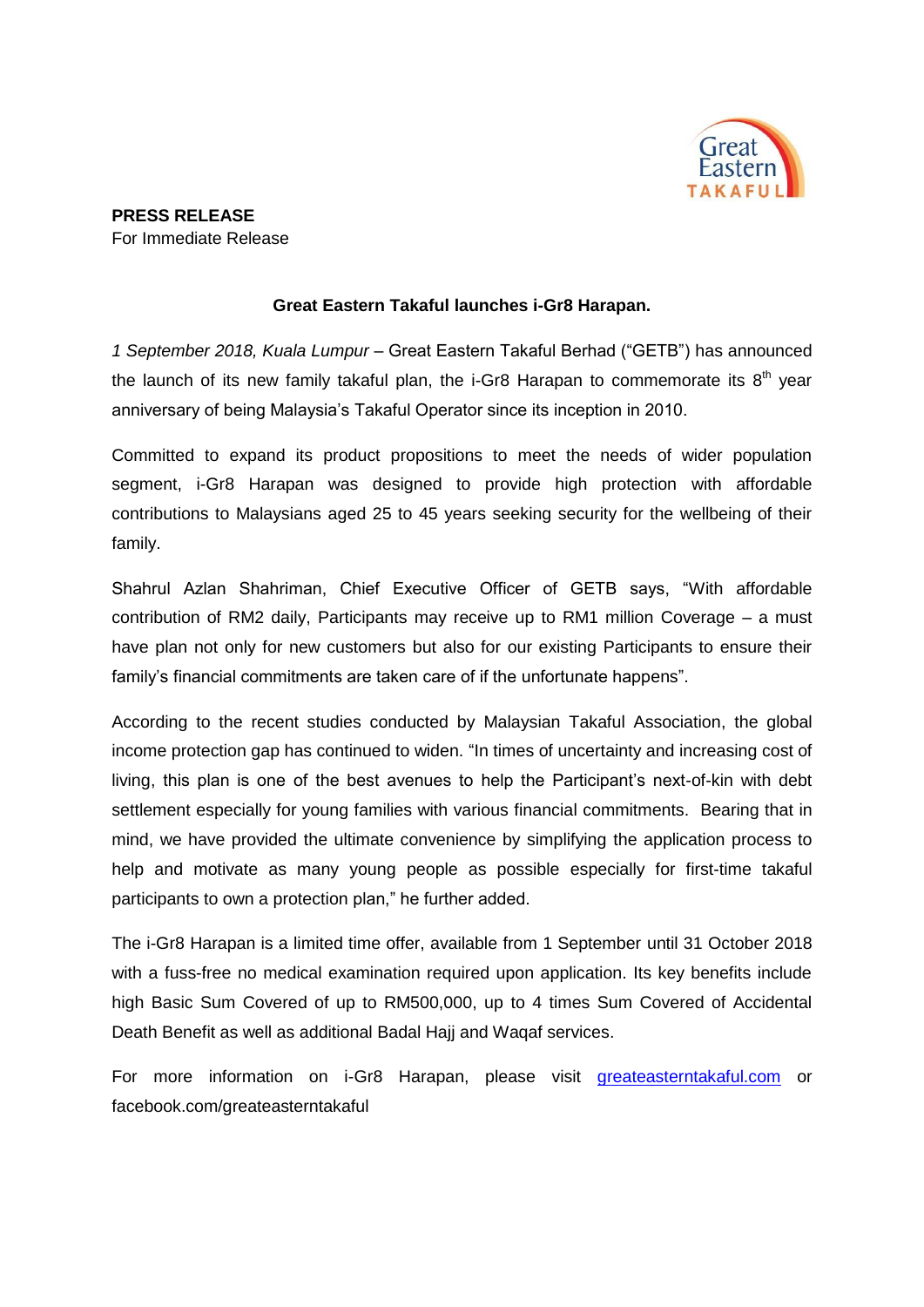**PRESS RELEASE**
For Immediate Release

**Great Eastern Takaful launches i-Gr8 Harapan.**

*1 September 2018, Kuala Lumpur* – Great Eastern Takaful Berhad ("GETB") has announced the launch of its new family takaful plan, the i-Gr8 Harapan to commemorate its 8th year anniversary of being Malaysia's Takaful Operator since its inception in 2010.

Committed to expand its product propositions to meet the needs of wider population segment, i-Gr8 Harapan was designed to provide high protection with affordable contributions to Malaysians aged 25 to 45 years seeking security for the wellbeing of their family.

Shahrul Azlan Shahriman, Chief Executive Officer of GETB says, "With affordable contribution of RM2 daily, Participants may receive up to RM1 million Coverage – a must have plan not only for new customers but also for our existing Participants to ensure their family's financial commitments are taken care of if the unfortunate happens".

According to the recent studies conducted by Malaysian Takaful Association, the global income protection gap has continued to widen. "In times of uncertainty and increasing cost of living, this plan is one of the best avenues to help the Participant's next-of-kin with debt settlement especially for young families with various financial commitments. Bearing that in mind, we have provided the ultimate convenience by simplifying the application process to help and motivate as many young people as possible especially for first-time takaful participants to own a protection plan," he further added.

The i-Gr8 Harapan is a limited time offer, available from 1 September until 31 October 2018 with a fuss-free no medical examination required upon application. Its key benefits include high Basic Sum Covered of up to RM500,000, up to 4 times Sum Covered of Accidental Death Benefit as well as additional Badal Hajj and Waqaf services.

For more information on i-Gr8 Harapan, please visit greateasterntakaful.com or facebook.com/greateasterntakaful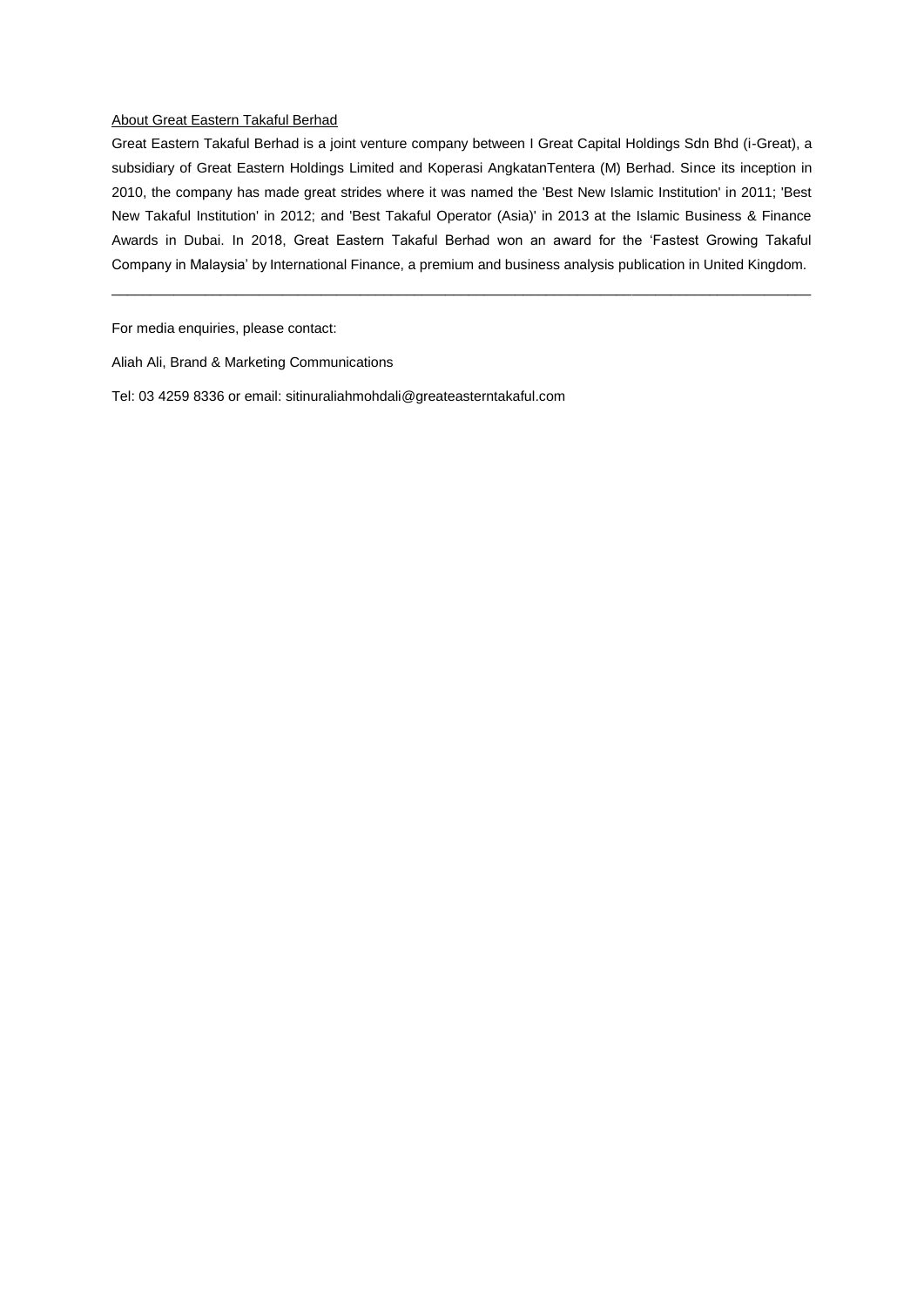<u>About Great Eastern Takaful Berhad</u>

Great Eastern Takaful Berhad is a joint venture company between I Great Capital Holdings Sdn Bhd (i-Great), a subsidiary of Great Eastern Holdings Limited and Koperasi AngkatanTentera (M) Berhad. Since its inception in 2010, the company has made great strides where it was named the 'Best New Islamic Institution' in 2011; 'Best New Takaful Institution' in 2012; and 'Best Takaful Operator (Asia)' in 2013 at the Islamic Business & Finance Awards in Dubai. In 2018, Great Eastern Takaful Berhad won an award for the 'Fastest Growing Takaful Company in Malaysia' by International Finance, a premium and business analysis publication in United Kingdom.

---

For media enquiries, please contact:

Aliah Ali, Brand & Marketing Communications

Tel: 03 4259 8336 or email: sitinuraliahmohdali@greateasterntakaful.com